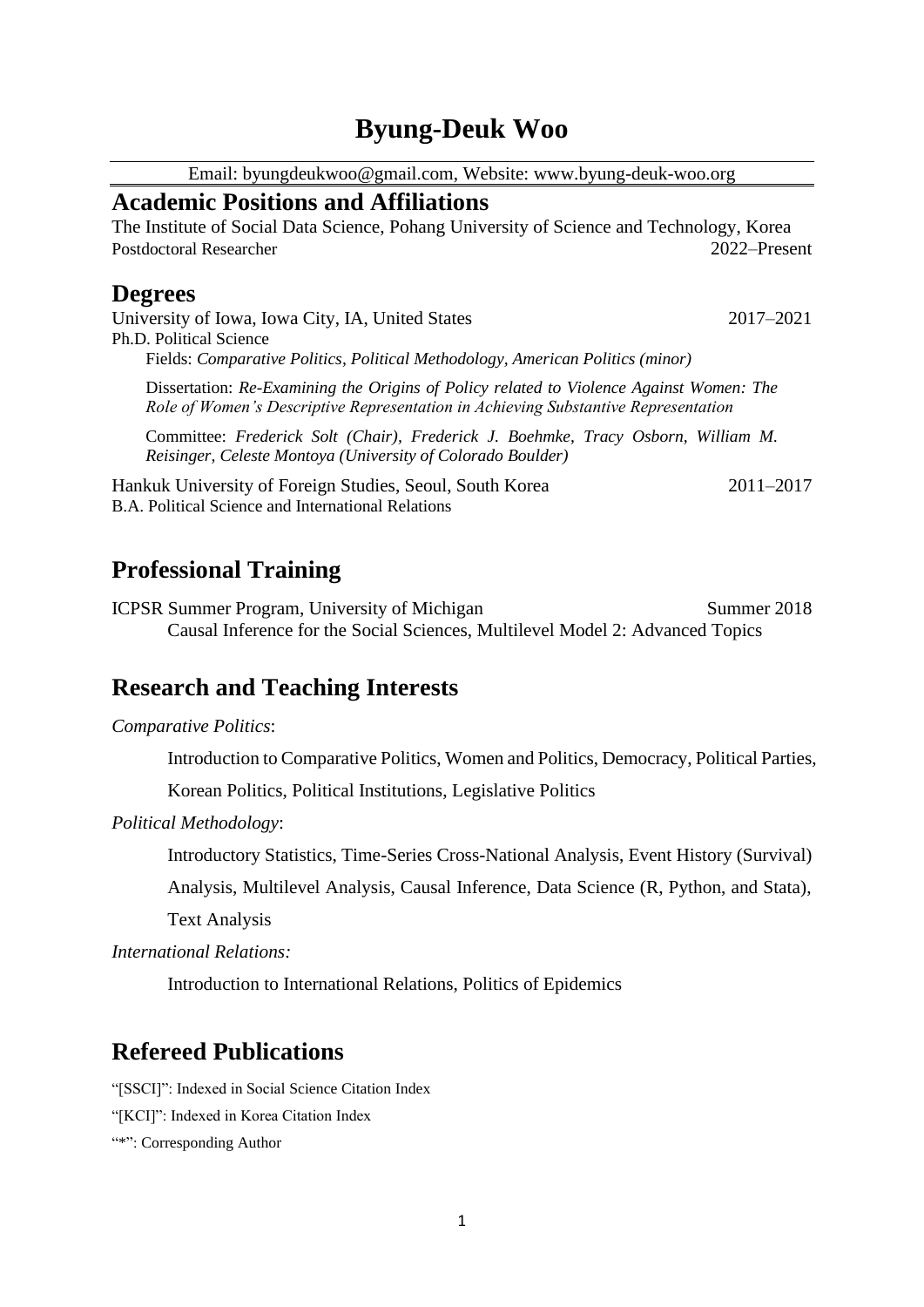# Byung-Deuk Woo

Email: byungdeukwoo@gmail.com, Website: www.byung-deuk-woo.org

## Academic Positions and Affiliations

The Institute of Social Data Science, Pohang University of Science and Technology, Korea
Postdoctoral Researcher 2022–Present

## Degrees

University of Iowa, Iowa City, IA, United States 2017–2021
Ph.D. Political Science

Fields: *Comparative Politics, Political Methodology, American Politics (minor)*

Dissertation: *Re-Examining the Origins of Policy related to Violence Against Women: The Role of Women's Descriptive Representation in Achieving Substantive Representation*

Committee: *Frederick Solt (Chair), Frederick J. Boehmke, Tracy Osborn, William M. Reisinger, Celeste Montoya (University of Colorado Boulder)*

Hankuk University of Foreign Studies, Seoul, South Korea 2011–2017
B.A. Political Science and International Relations

## Professional Training

ICPSR Summer Program, University of Michigan Summer 2018
Causal Inference for the Social Sciences, Multilevel Model 2: Advanced Topics

## Research and Teaching Interests

*Comparative Politics*:

Introduction to Comparative Politics, Women and Politics, Democracy, Political Parties, Korean Politics, Political Institutions, Legislative Politics

*Political Methodology*:

Introductory Statistics, Time-Series Cross-National Analysis, Event History (Survival) Analysis, Multilevel Analysis, Causal Inference, Data Science (R, Python, and Stata), Text Analysis

*International Relations:*

Introduction to International Relations, Politics of Epidemics

## Refereed Publications

"[SSCI]": Indexed in Social Science Citation Index

"[KCI]": Indexed in Korea Citation Index

"*": Corresponding Author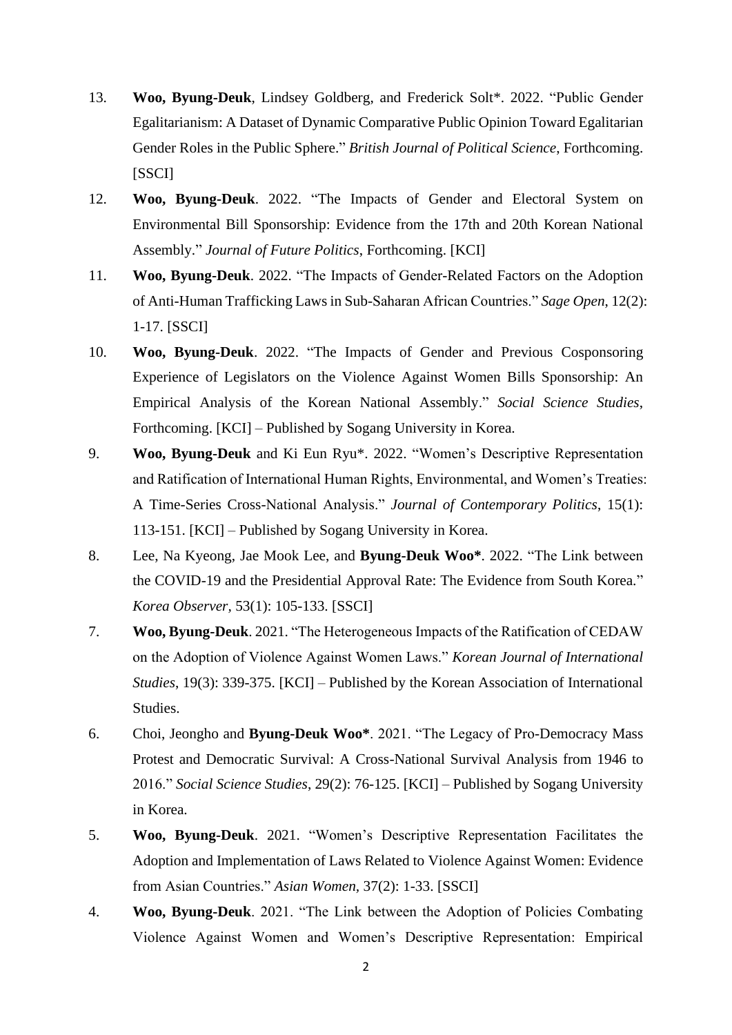13. **Woo, Byung-Deuk**, Lindsey Goldberg, and Frederick Solt*. 2022. "Public Gender Egalitarianism: A Dataset of Dynamic Comparative Public Opinion Toward Egalitarian Gender Roles in the Public Sphere." *British Journal of Political Science*, Forthcoming. [SSCI]
12. **Woo, Byung-Deuk**. 2022. "The Impacts of Gender and Electoral System on Environmental Bill Sponsorship: Evidence from the 17th and 20th Korean National Assembly." *Journal of Future Politics*, Forthcoming. [KCI]
11. **Woo, Byung-Deuk**. 2022. "The Impacts of Gender-Related Factors on the Adoption of Anti-Human Trafficking Laws in Sub-Saharan African Countries." *Sage Open*, 12(2): 1-17. [SSCI]
10. **Woo, Byung-Deuk**. 2022. "The Impacts of Gender and Previous Cosponsoring Experience of Legislators on the Violence Against Women Bills Sponsorship: An Empirical Analysis of the Korean National Assembly." *Social Science Studies*, Forthcoming. [KCI] – Published by Sogang University in Korea.
9. **Woo, Byung-Deuk** and Ki Eun Ryu*. 2022. "Women's Descriptive Representation and Ratification of International Human Rights, Environmental, and Women's Treaties: A Time-Series Cross-National Analysis." *Journal of Contemporary Politics*, 15(1): 113-151. [KCI] – Published by Sogang University in Korea.
8. Lee, Na Kyeong, Jae Mook Lee, and **Byung-Deuk Woo***. 2022. "The Link between the COVID-19 and the Presidential Approval Rate: The Evidence from South Korea." *Korea Observer*, 53(1): 105-133. [SSCI]
7. **Woo, Byung-Deuk**. 2021. "The Heterogeneous Impacts of the Ratification of CEDAW on the Adoption of Violence Against Women Laws." *Korean Journal of International Studies*, 19(3): 339-375. [KCI] – Published by the Korean Association of International Studies.
6. Choi, Jeongho and **Byung-Deuk Woo***. 2021. "The Legacy of Pro-Democracy Mass Protest and Democratic Survival: A Cross-National Survival Analysis from 1946 to 2016." *Social Science Studies*, 29(2): 76-125. [KCI] – Published by Sogang University in Korea.
5. **Woo, Byung-Deuk**. 2021. "Women's Descriptive Representation Facilitates the Adoption and Implementation of Laws Related to Violence Against Women: Evidence from Asian Countries." *Asian Women*, 37(2): 1-33. [SSCI]
4. **Woo, Byung-Deuk**. 2021. "The Link between the Adoption of Policies Combating Violence Against Women and Women's Descriptive Representation: Empirical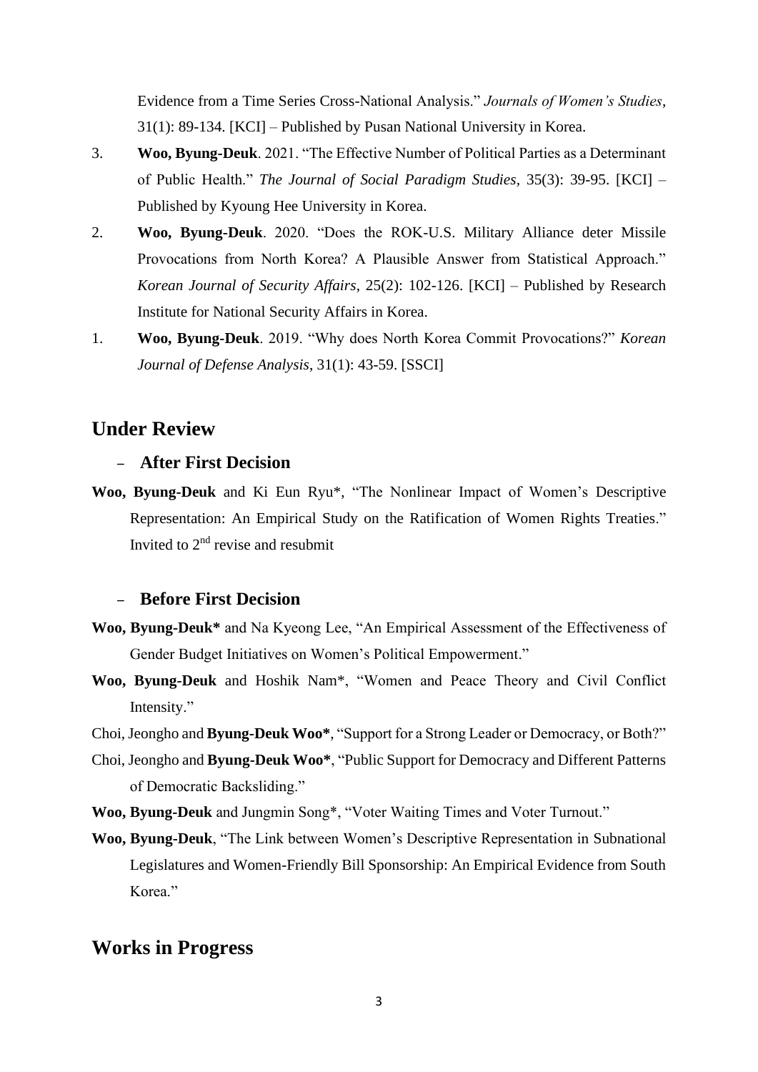Evidence from a Time Series Cross-National Analysis." *Journals of Women's Studies*, 31(1): 89-134. [KCI] – Published by Pusan National University in Korea.

3. **Woo, Byung-Deuk**. 2021. "The Effective Number of Political Parties as a Determinant of Public Health." *The Journal of Social Paradigm Studies*, 35(3): 39-95. [KCI] – Published by Kyoung Hee University in Korea.
2. **Woo, Byung-Deuk**. 2020. "Does the ROK-U.S. Military Alliance deter Missile Provocations from North Korea? A Plausible Answer from Statistical Approach." *Korean Journal of Security Affairs*, 25(2): 102-126. [KCI] – Published by Research Institute for National Security Affairs in Korea.
1. **Woo, Byung-Deuk**. 2019. "Why does North Korea Commit Provocations?" *Korean Journal of Defense Analysis*, 31(1): 43-59. [SSCI]

## Under Review

### – After First Decision

**Woo, Byung-Deuk** and Ki Eun Ryu*, "The Nonlinear Impact of Women's Descriptive Representation: An Empirical Study on the Ratification of Women Rights Treaties." Invited to 2nd revise and resubmit

### – Before First Decision

**Woo, Byung-Deuk*** and Na Kyeong Lee, "An Empirical Assessment of the Effectiveness of Gender Budget Initiatives on Women's Political Empowerment."

**Woo, Byung-Deuk** and Hoshik Nam*, "Women and Peace Theory and Civil Conflict Intensity."

Choi, Jeongho and **Byung-Deuk Woo***, "Support for a Strong Leader or Democracy, or Both?"

Choi, Jeongho and **Byung-Deuk Woo***, "Public Support for Democracy and Different Patterns of Democratic Backsliding."

**Woo, Byung-Deuk** and Jungmin Song*, "Voter Waiting Times and Voter Turnout."

**Woo, Byung-Deuk**, "The Link between Women's Descriptive Representation in Subnational Legislatures and Women-Friendly Bill Sponsorship: An Empirical Evidence from South Korea."

## Works in Progress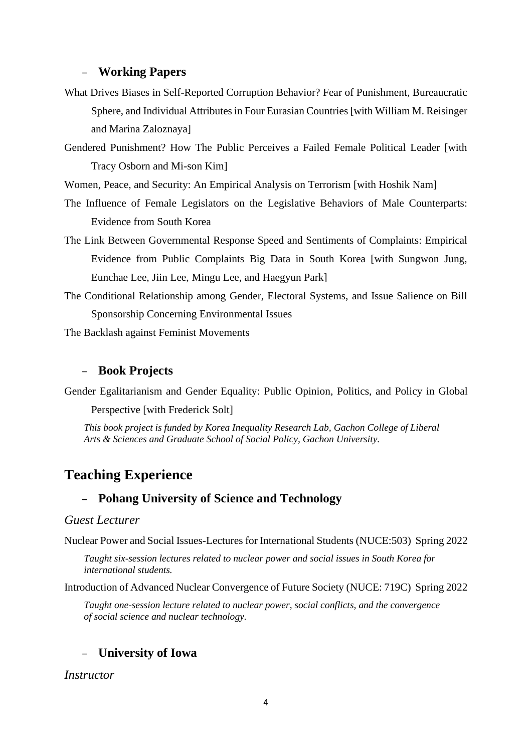### – **Working Papers**

What Drives Biases in Self-Reported Corruption Behavior? Fear of Punishment, Bureaucratic Sphere, and Individual Attributes in Four Eurasian Countries [with William M. Reisinger and Marina Zaloznaya]

Gendered Punishment? How The Public Perceives a Failed Female Political Leader [with Tracy Osborn and Mi-son Kim]

Women, Peace, and Security: An Empirical Analysis on Terrorism [with Hoshik Nam]

The Influence of Female Legislators on the Legislative Behaviors of Male Counterparts: Evidence from South Korea

The Link Between Governmental Response Speed and Sentiments of Complaints: Empirical Evidence from Public Complaints Big Data in South Korea [with Sungwon Jung, Eunchae Lee, Jiin Lee, Mingu Lee, and Haegyun Park]

The Conditional Relationship among Gender, Electoral Systems, and Issue Salience on Bill Sponsorship Concerning Environmental Issues

The Backlash against Feminist Movements

### – **Book Projects**

Gender Egalitarianism and Gender Equality: Public Opinion, Politics, and Policy in Global Perspective [with Frederick Solt]

*This book project is funded by Korea Inequality Research Lab, Gachon College of Liberal Arts & Sciences and Graduate School of Social Policy, Gachon University.*

## Teaching Experience

### – **Pohang University of Science and Technology**

*Guest Lecturer*

Nuclear Power and Social Issues-Lectures for International Students (NUCE:503) Spring 2022

*Taught six-session lectures related to nuclear power and social issues in South Korea for international students.*

Introduction of Advanced Nuclear Convergence of Future Society (NUCE: 719C) Spring 2022

*Taught one-session lecture related to nuclear power, social conflicts, and the convergence of social science and nuclear technology.*

### – **University of Iowa**

*Instructor*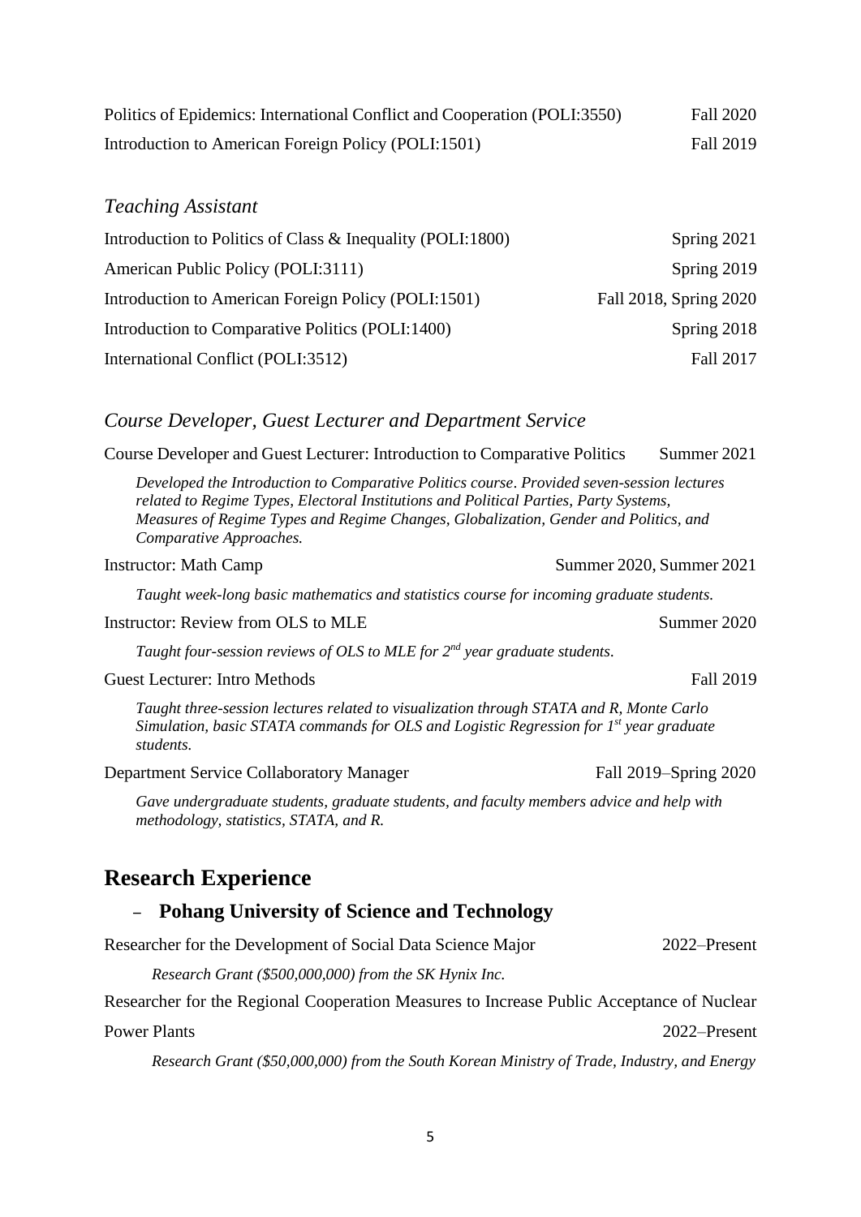Politics of Epidemics: International Conflict and Cooperation (POLI:3550) Fall 2020

Introduction to American Foreign Policy (POLI:1501) Fall 2019

### *Teaching Assistant*

Introduction to Politics of Class & Inequality (POLI:1800) Spring 2021

American Public Policy (POLI:3111) Spring 2019

Introduction to American Foreign Policy (POLI:1501) Fall 2018, Spring 2020

Introduction to Comparative Politics (POLI:1400) Spring 2018

International Conflict (POLI:3512) Fall 2017

### *Course Developer, Guest Lecturer and Department Service*

Course Developer and Guest Lecturer: Introduction to Comparative Politics Summer 2021

*Developed the Introduction to Comparative Politics course. Provided seven-session lectures related to Regime Types, Electoral Institutions and Political Parties, Party Systems, Measures of Regime Types and Regime Changes, Globalization, Gender and Politics, and Comparative Approaches.*

Instructor: Math Camp Summer 2020, Summer 2021

*Taught week-long basic mathematics and statistics course for incoming graduate students.*

Instructor: Review from OLS to MLE Summer 2020

*Taught four-session reviews of OLS to MLE for 2nd year graduate students.*

Guest Lecturer: Intro Methods Fall 2019

*Taught three-session lectures related to visualization through STATA and R, Monte Carlo Simulation, basic STATA commands for OLS and Logistic Regression for 1st year graduate students.*

Department Service Collaboratory Manager Fall 2019–Spring 2020

*Gave undergraduate students, graduate students, and faculty members advice and help with methodology, statistics, STATA, and R.*

## Research Experience

### – Pohang University of Science and Technology

Researcher for the Development of Social Data Science Major 2022–Present

*Research Grant ($500,000,000) from the SK Hynix Inc.*

Researcher for the Regional Cooperation Measures to Increase Public Acceptance of Nuclear Power Plants 2022–Present

*Research Grant ($50,000,000) from the South Korean Ministry of Trade, Industry, and Energy*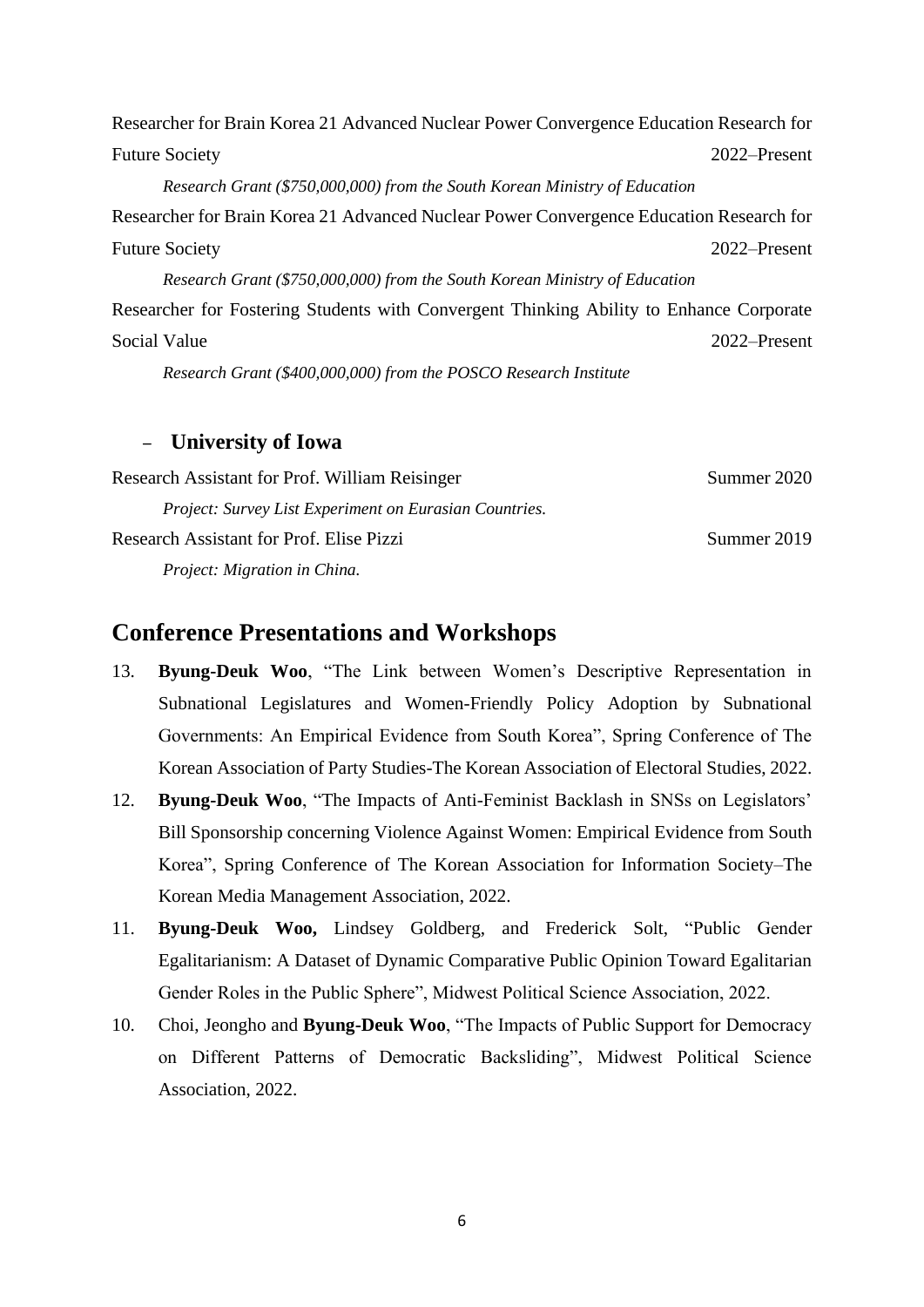Researcher for Brain Korea 21 Advanced Nuclear Power Convergence Education Research for Future Society 2022–Present

*Research Grant ($750,000,000) from the South Korean Ministry of Education*

Researcher for Brain Korea 21 Advanced Nuclear Power Convergence Education Research for Future Society 2022–Present

*Research Grant ($750,000,000) from the South Korean Ministry of Education*

Researcher for Fostering Students with Convergent Thinking Ability to Enhance Corporate Social Value 2022–Present

*Research Grant ($400,000,000) from the POSCO Research Institute*

### – University of Iowa

Research Assistant for Prof. William Reisinger Summer 2020

*Project: Survey List Experiment on Eurasian Countries.*

Research Assistant for Prof. Elise Pizzi Summer 2019

*Project: Migration in China.*

## Conference Presentations and Workshops

13. **Byung-Deuk Woo**, "The Link between Women's Descriptive Representation in Subnational Legislatures and Women-Friendly Policy Adoption by Subnational Governments: An Empirical Evidence from South Korea", Spring Conference of The Korean Association of Party Studies-The Korean Association of Electoral Studies, 2022.
12. **Byung-Deuk Woo**, "The Impacts of Anti-Feminist Backlash in SNSs on Legislators' Bill Sponsorship concerning Violence Against Women: Empirical Evidence from South Korea", Spring Conference of The Korean Association for Information Society–The Korean Media Management Association, 2022.
11. **Byung-Deuk Woo,** Lindsey Goldberg, and Frederick Solt, "Public Gender Egalitarianism: A Dataset of Dynamic Comparative Public Opinion Toward Egalitarian Gender Roles in the Public Sphere", Midwest Political Science Association, 2022.
10. Choi, Jeongho and **Byung-Deuk Woo**, "The Impacts of Public Support for Democracy on Different Patterns of Democratic Backsliding", Midwest Political Science Association, 2022.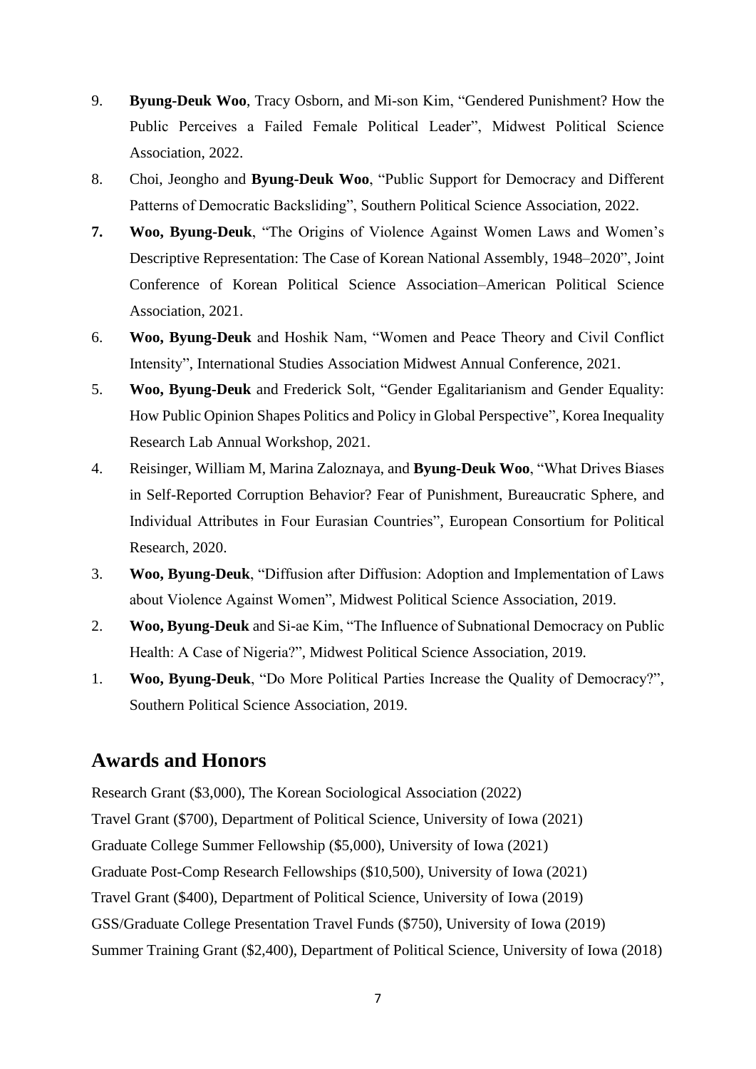9. **Byung-Deuk Woo**, Tracy Osborn, and Mi-son Kim, "Gendered Punishment? How the Public Perceives a Failed Female Political Leader", Midwest Political Science Association, 2022.
8. Choi, Jeongho and **Byung-Deuk Woo**, "Public Support for Democracy and Different Patterns of Democratic Backsliding", Southern Political Science Association, 2022.
7. **Woo, Byung-Deuk**, "The Origins of Violence Against Women Laws and Women's Descriptive Representation: The Case of Korean National Assembly, 1948–2020", Joint Conference of Korean Political Science Association–American Political Science Association, 2021.
6. **Woo, Byung-Deuk** and Hoshik Nam, "Women and Peace Theory and Civil Conflict Intensity", International Studies Association Midwest Annual Conference, 2021.
5. **Woo, Byung-Deuk** and Frederick Solt, "Gender Egalitarianism and Gender Equality: How Public Opinion Shapes Politics and Policy in Global Perspective", Korea Inequality Research Lab Annual Workshop, 2021.
4. Reisinger, William M, Marina Zaloznaya, and **Byung-Deuk Woo**, "What Drives Biases in Self-Reported Corruption Behavior? Fear of Punishment, Bureaucratic Sphere, and Individual Attributes in Four Eurasian Countries", European Consortium for Political Research, 2020.
3. **Woo, Byung-Deuk**, "Diffusion after Diffusion: Adoption and Implementation of Laws about Violence Against Women", Midwest Political Science Association, 2019.
2. **Woo, Byung-Deuk** and Si-ae Kim, "The Influence of Subnational Democracy on Public Health: A Case of Nigeria?", Midwest Political Science Association, 2019.
1. **Woo, Byung-Deuk**, "Do More Political Parties Increase the Quality of Democracy?", Southern Political Science Association, 2019.

## Awards and Honors

Research Grant ($3,000), The Korean Sociological Association (2022)

Travel Grant ($700), Department of Political Science, University of Iowa (2021)

Graduate College Summer Fellowship ($5,000), University of Iowa (2021)

Graduate Post-Comp Research Fellowships ($10,500), University of Iowa (2021)

Travel Grant ($400), Department of Political Science, University of Iowa (2019)

GSS/Graduate College Presentation Travel Funds ($750), University of Iowa (2019)

Summer Training Grant ($2,400), Department of Political Science, University of Iowa (2018)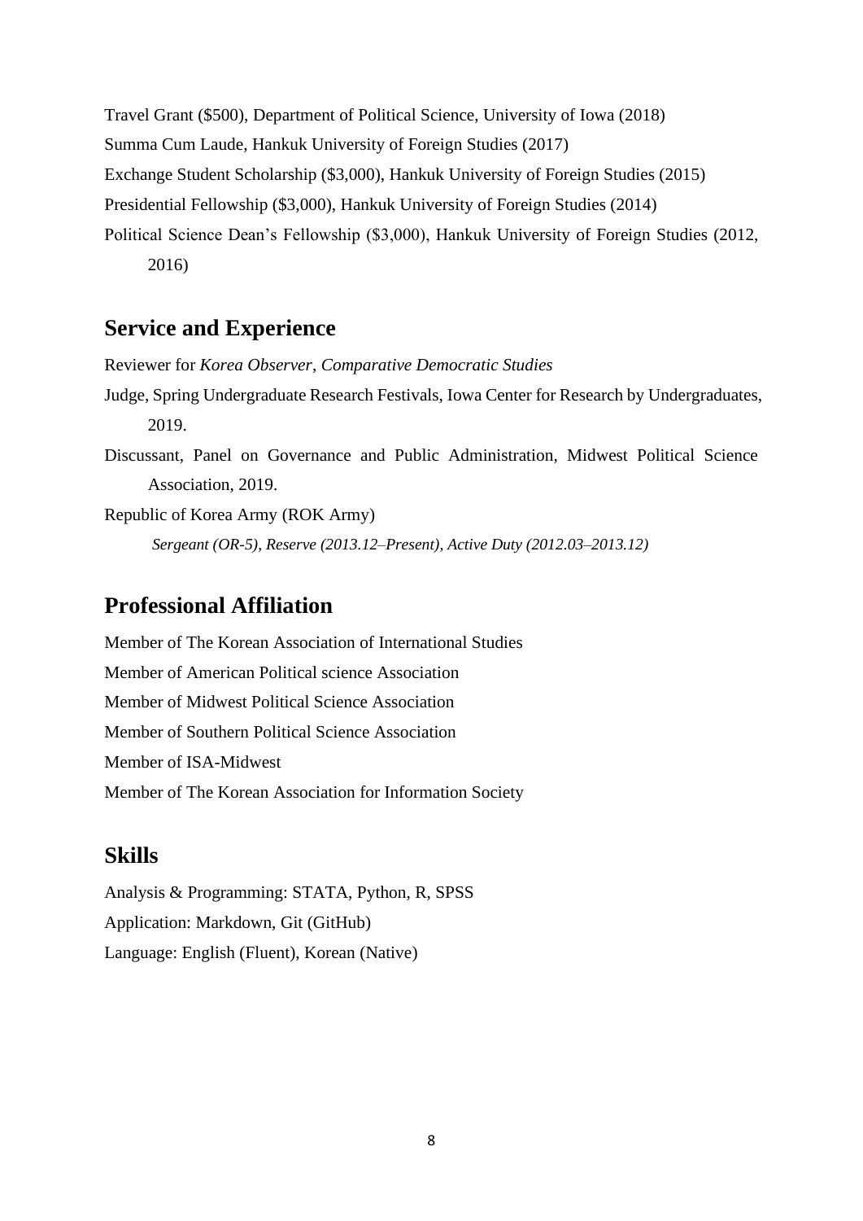Travel Grant ($500), Department of Political Science, University of Iowa (2018)

Summa Cum Laude, Hankuk University of Foreign Studies (2017)

Exchange Student Scholarship ($3,000), Hankuk University of Foreign Studies (2015)

Presidential Fellowship ($3,000), Hankuk University of Foreign Studies (2014)

Political Science Dean's Fellowship ($3,000), Hankuk University of Foreign Studies (2012, 2016)

## Service and Experience

Reviewer for *Korea Observer*, *Comparative Democratic Studies*

Judge, Spring Undergraduate Research Festivals, Iowa Center for Research by Undergraduates, 2019.

Discussant, Panel on Governance and Public Administration, Midwest Political Science Association, 2019.

Republic of Korea Army (ROK Army)

*Sergeant (OR-5), Reserve (2013.12–Present), Active Duty (2012.03–2013.12)*

## Professional Affiliation

Member of The Korean Association of International Studies

Member of American Political science Association

Member of Midwest Political Science Association

Member of Southern Political Science Association

Member of ISA-Midwest

Member of The Korean Association for Information Society

## Skills

Analysis & Programming: STATA, Python, R, SPSS

Application: Markdown, Git (GitHub)

Language: English (Fluent), Korean (Native)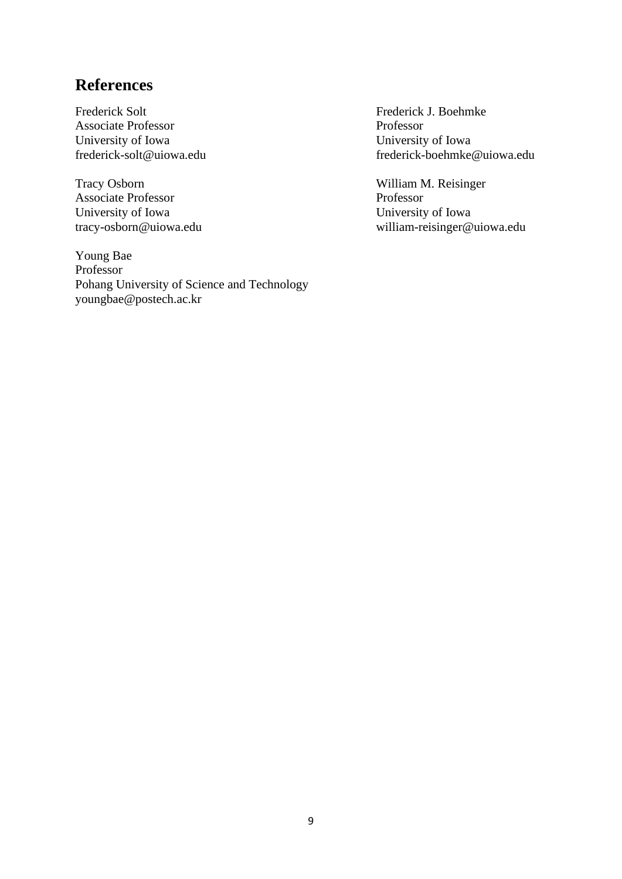## References

Frederick Solt  
Associate Professor  
University of Iowa  
frederick-solt@uiowa.edu

Tracy Osborn  
Associate Professor  
University of Iowa  
tracy-osborn@uiowa.edu

Young Bae  
Professor  
Pohang University of Science and Technology  
youngbae@postech.ac.kr

Frederick J. Boehmke  
Professor  
University of Iowa  
frederick-boehmke@uiowa.edu

William M. Reisinger  
Professor  
University of Iowa  
william-reisinger@uiowa.edu